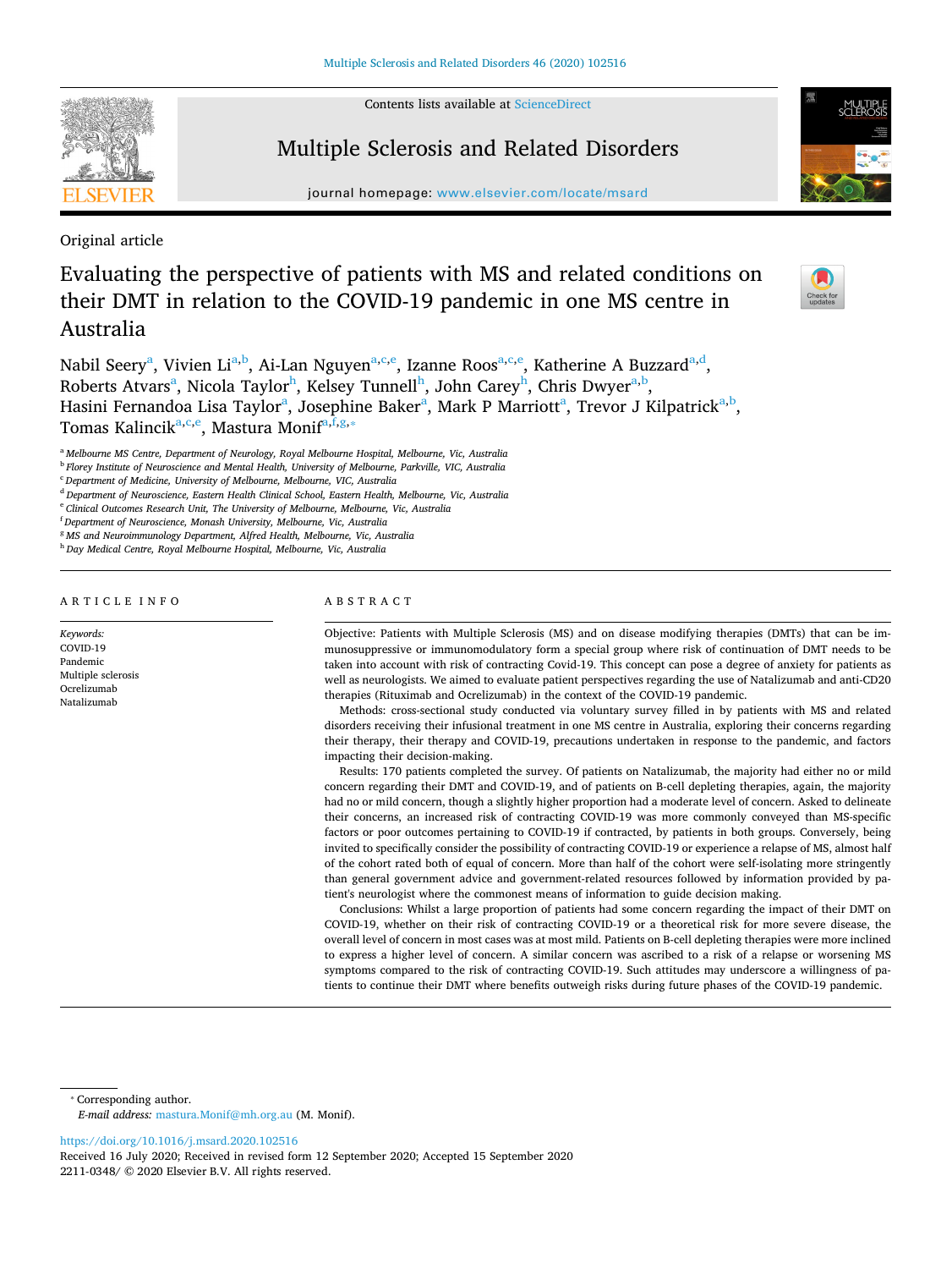Original article

# Evaluating the perspective of patients with MS and related conditions on their DMT in relation to the COVID-19 pandemic in one MS centre in Australia

Nabil Seery[a], Vivien Li[a,b], Ai-Lan Nguyen[a,c,e], Izanne Roos[a,c,e], Katherine A Buzzard[a,d], Roberts Atvars[a], Nicola Taylor[h], Kelsey Tunnell[h], John Carey[h], Chris Dwyer[a,b], Hasini Fernandoa Lisa Taylor[a], Josephine Baker[a], Mark P Marriott[a], Trevor J Kilpatrick[a,b], Tomas Kalincik[a,c,e], Mastura Monif[a,f,g,*]

[a] Melbourne MS Centre, Department of Neurology, Royal Melbourne Hospital, Melbourne, Vic, Australia
[b] Florey Institute of Neuroscience and Mental Health, University of Melbourne, Parkville, VIC, Australia
[c] Department of Medicine, University of Melbourne, Melbourne, VIC, Australia
[d] Department of Neuroscience, Eastern Health Clinical School, Eastern Health, Melbourne, Vic, Australia
[e] Clinical Outcomes Research Unit, The University of Melbourne, Melbourne, Vic, Australia
[f] Department of Neuroscience, Monash University, Melbourne, Vic, Australia
[g] MS and Neuroimmunology Department, Alfred Health, Melbourne, Vic, Australia
[h] Day Medical Centre, Royal Melbourne Hospital, Melbourne, Vic, Australia

## ARTICLE INFO

*Keywords:*
COVID-19
Pandemic
Multiple sclerosis
Ocrelizumab
Natalizumab

## ABSTRACT

Objective: Patients with Multiple Sclerosis (MS) and on disease modifying therapies (DMTs) that can be immunosuppressive or immunomodulatory form a special group where risk of continuation of DMT needs to be taken into account with risk of contracting Covid-19. This concept can pose a degree of anxiety for patients as well as neurologists. We aimed to evaluate patient perspectives regarding the use of Natalizumab and anti-CD20 therapies (Rituximab and Ocrelizumab) in the context of the COVID-19 pandemic.

Methods: cross-sectional study conducted via voluntary survey filled in by patients with MS and related disorders receiving their infusional treatment in one MS centre in Australia, exploring their concerns regarding their therapy, their therapy and COVID-19, precautions undertaken in response to the pandemic, and factors impacting their decision-making.

Results: 170 patients completed the survey. Of patients on Natalizumab, the majority had either no or mild concern regarding their DMT and COVID-19, and of patients on B-cell depleting therapies, again, the majority had no or mild concern, though a slightly higher proportion had a moderate level of concern. Asked to delineate their concerns, an increased risk of contracting COVID-19 was more commonly conveyed than MS-specific factors or poor outcomes pertaining to COVID-19 if contracted, by patients in both groups. Conversely, being invited to specifically consider the possibility of contracting COVID-19 or experience a relapse of MS, almost half of the cohort rated both of equal of concern. More than half of the cohort were self-isolating more stringently than general government advice and government-related resources followed by information provided by patient's neurologist where the commonest means of information to guide decision making.

Conclusions: Whilst a large proportion of patients had some concern regarding the impact of their DMT on COVID-19, whether on their risk of contracting COVID-19 or a theoretical risk for more severe disease, the overall level of concern in most cases was at most mild. Patients on B-cell depleting therapies were more inclined to express a higher level of concern. A similar concern was ascribed to a risk of a relapse or worsening MS symptoms compared to the risk of contracting COVID-19. Such attitudes may underscore a willingness of patients to continue their DMT where benefits outweigh risks during future phases of the COVID-19 pandemic.

---

* Corresponding author.
*E-mail address:* mastura.Monif@mh.org.au (M. Monif).

https://doi.org/10.1016/j.msard.2020.102516
Received 16 July 2020; Received in revised form 12 September 2020; Accepted 15 September 2020
2211-0348/ © 2020 Elsevier B.V. All rights reserved.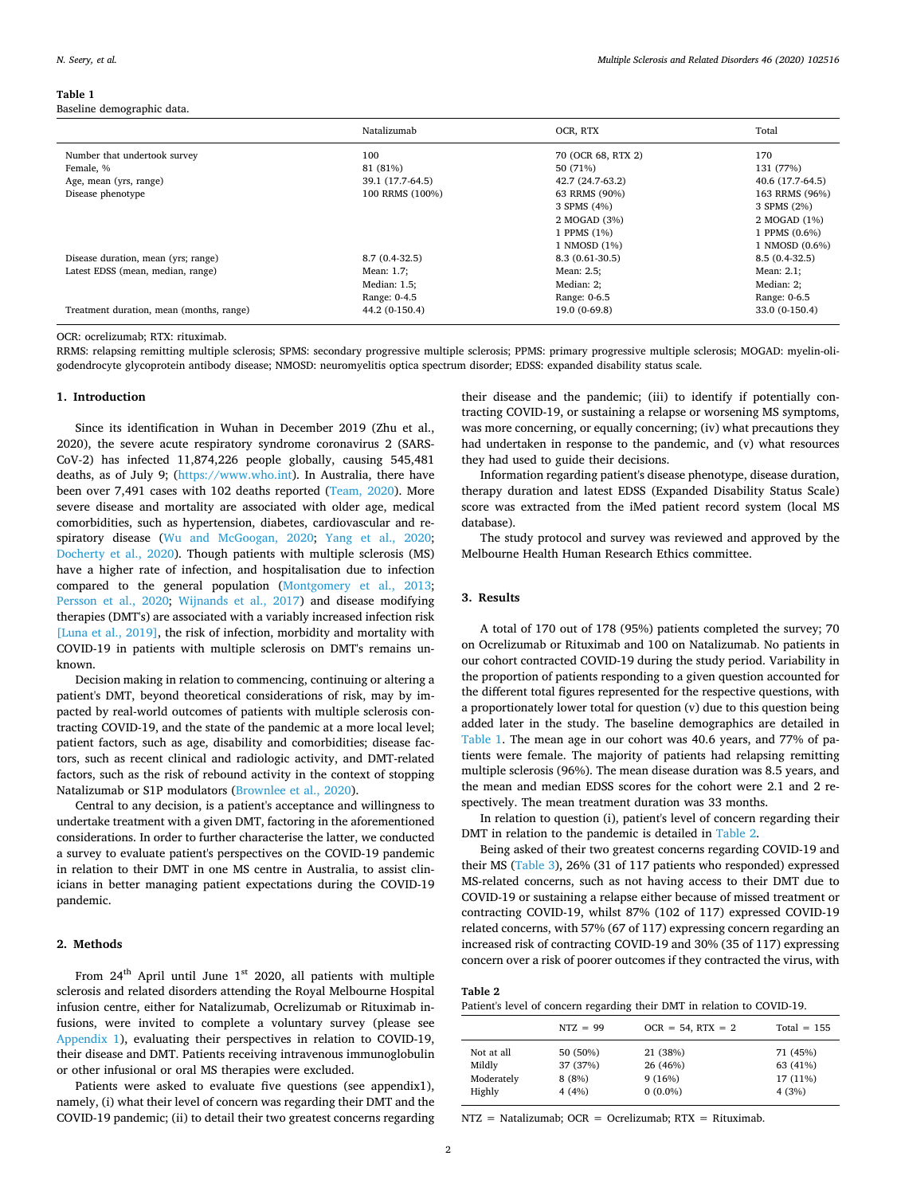**Table 1**
Baseline demographic data.

| | Natalizumab | OCR, RTX | Total |
|---|---|---|---|
| Number that undertook survey | 100 | 70 (OCR 68, RTX 2) | 170 |
| Female, % | 81 (81%) | 50 (71%) | 131 (77%) |
| Age, mean (yrs, range) | 39.1 (17.7-64.5) | 42.7 (24.7-63.2) | 40.6 (17.7-64.5) |
| Disease phenotype | 100 RRMS (100%) | 63 RRMS (90%) | 163 RRMS (96%) |
| | | 3 SPMS (4%) | 3 SPMS (2%) |
| | | 2 MOGAD (3%) | 2 MOGAD (1%) |
| | | 1 PPMS (1%) | 1 PPMS (0.6%) |
| | | 1 NMOSD (1%) | 1 NMOSD (0.6%) |
| Disease duration, mean (yrs; range) | 8.7 (0.4-32.5) | 8.3 (0.61-30.5) | 8.5 (0.4-32.5) |
| Latest EDSS (mean, median, range) | Mean: 1.7; | Mean: 2.5; | Mean: 2.1; |
| | Median: 1.5; | Median: 2; | Median: 2; |
| | Range: 0-4.5 | Range: 0-6.5 | Range: 0-6.5 |
| Treatment duration, mean (months, range) | 44.2 (0-150.4) | 19.0 (0-69.8) | 33.0 (0-150.4) |

OCR: ocrelizumab; RTX: rituximab.
RRMS: relapsing remitting multiple sclerosis; SPMS: secondary progressive multiple sclerosis; PPMS: primary progressive multiple sclerosis; MOGAD: myelin-oligodendrocyte glycoprotein antibody disease; NMOSD: neuromyelitis optica spectrum disorder; EDSS: expanded disability status scale.

## 1. Introduction

Since its identification in Wuhan in December 2019 (Zhu et al., 2020), the severe acute respiratory syndrome coronavirus 2 (SARS-CoV-2) has infected 11,874,226 people globally, causing 545,481 deaths, as of July 9; (https://www.who.int). In Australia, there have been over 7,491 cases with 102 deaths reported (Team, 2020). More severe disease and mortality are associated with older age, medical comorbidities, such as hypertension, diabetes, cardiovascular and respiratory disease (Wu and McGoogan, 2020; Yang et al., 2020; Docherty et al., 2020). Though patients with multiple sclerosis (MS) have a higher rate of infection, and hospitalisation due to infection compared to the general population (Montgomery et al., 2013; Persson et al., 2020; Wijnands et al., 2017) and disease modifying therapies (DMT's) are associated with a variably increased infection risk [Luna et al., 2019], the risk of infection, morbidity and mortality with COVID-19 in patients with multiple sclerosis on DMT's remains unknown.

Decision making in relation to commencing, continuing or altering a patient's DMT, beyond theoretical considerations of risk, may by impacted by real-world outcomes of patients with multiple sclerosis contracting COVID-19, and the state of the pandemic at a more local level; patient factors, such as age, disability and comorbidities; disease factors, such as recent clinical and radiologic activity, and DMT-related factors, such as the risk of rebound activity in the context of stopping Natalizumab or S1P modulators (Brownlee et al., 2020).

Central to any decision, is a patient's acceptance and willingness to undertake treatment with a given DMT, factoring in the aforementioned considerations. In order to further characterise the latter, we conducted a survey to evaluate patient's perspectives on the COVID-19 pandemic in relation to their DMT in one MS centre in Australia, to assist clinicians in better managing patient expectations during the COVID-19 pandemic.

## 2. Methods

From 24th April until June 1st 2020, all patients with multiple sclerosis and related disorders attending the Royal Melbourne Hospital infusion centre, either for Natalizumab, Ocrelizumab or Rituximab infusions, were invited to complete a voluntary survey (please see Appendix 1), evaluating their perspectives in relation to COVID-19, their disease and DMT. Patients receiving intravenous immunoglobulin or other infusional or oral MS therapies were excluded.

Patients were asked to evaluate five questions (see appendix1), namely, (i) what their level of concern was regarding their DMT and the COVID-19 pandemic; (ii) to detail their two greatest concerns regarding their disease and the pandemic; (iii) to identify if potentially contracting COVID-19, or sustaining a relapse or worsening MS symptoms, was more concerning, or equally concerning; (iv) what precautions they had undertaken in response to the pandemic, and (v) what resources they had used to guide their decisions.

Information regarding patient's disease phenotype, disease duration, therapy duration and latest EDSS (Expanded Disability Status Scale) score was extracted from the iMed patient record system (local MS database).

The study protocol and survey was reviewed and approved by the Melbourne Health Human Research Ethics committee.

## 3. Results

A total of 170 out of 178 (95%) patients completed the survey; 70 on Ocrelizumab or Rituximab and 100 on Natalizumab. No patients in our cohort contracted COVID-19 during the study period. Variability in the proportion of patients responding to a given question accounted for the different total figures represented for the respective questions, with a proportionately lower total for question (v) due to this question being added later in the study. The baseline demographics are detailed in Table 1. The mean age in our cohort was 40.6 years, and 77% of patients were female. The majority of patients had relapsing remitting multiple sclerosis (96%). The mean disease duration was 8.5 years, and the mean and median EDSS scores for the cohort were 2.1 and 2 respectively. The mean treatment duration was 33 months.

In relation to question (i), patient's level of concern regarding their DMT in relation to the pandemic is detailed in Table 2.

Being asked of their two greatest concerns regarding COVID-19 and their MS (Table 3), 26% (31 of 117 patients who responded) expressed MS-related concerns, such as not having access to their DMT due to COVID-19 or sustaining a relapse either because of missed treatment or contracting COVID-19, whilst 87% (102 of 117) expressed COVID-19 related concerns, with 57% (67 of 117) expressing concern regarding an increased risk of contracting COVID-19 and 30% (35 of 117) expressing concern over a risk of poorer outcomes if they contracted the virus, with

**Table 2**
Patient's level of concern regarding their DMT in relation to COVID-19.

| | NTZ = 99 | OCR = 54, RTX = 2 | Total = 155 |
|---|---|---|---|
| Not at all | 50 (50%) | 21 (38%) | 71 (45%) |
| Mildly | 37 (37%) | 26 (46%) | 63 (41%) |
| Moderately | 8 (8%) | 9 (16%) | 17 (11%) |
| Highly | 4 (4%) | 0 (0.0%) | 4 (3%) |

NTZ = Natalizumab; OCR = Ocrelizumab; RTX = Rituximab.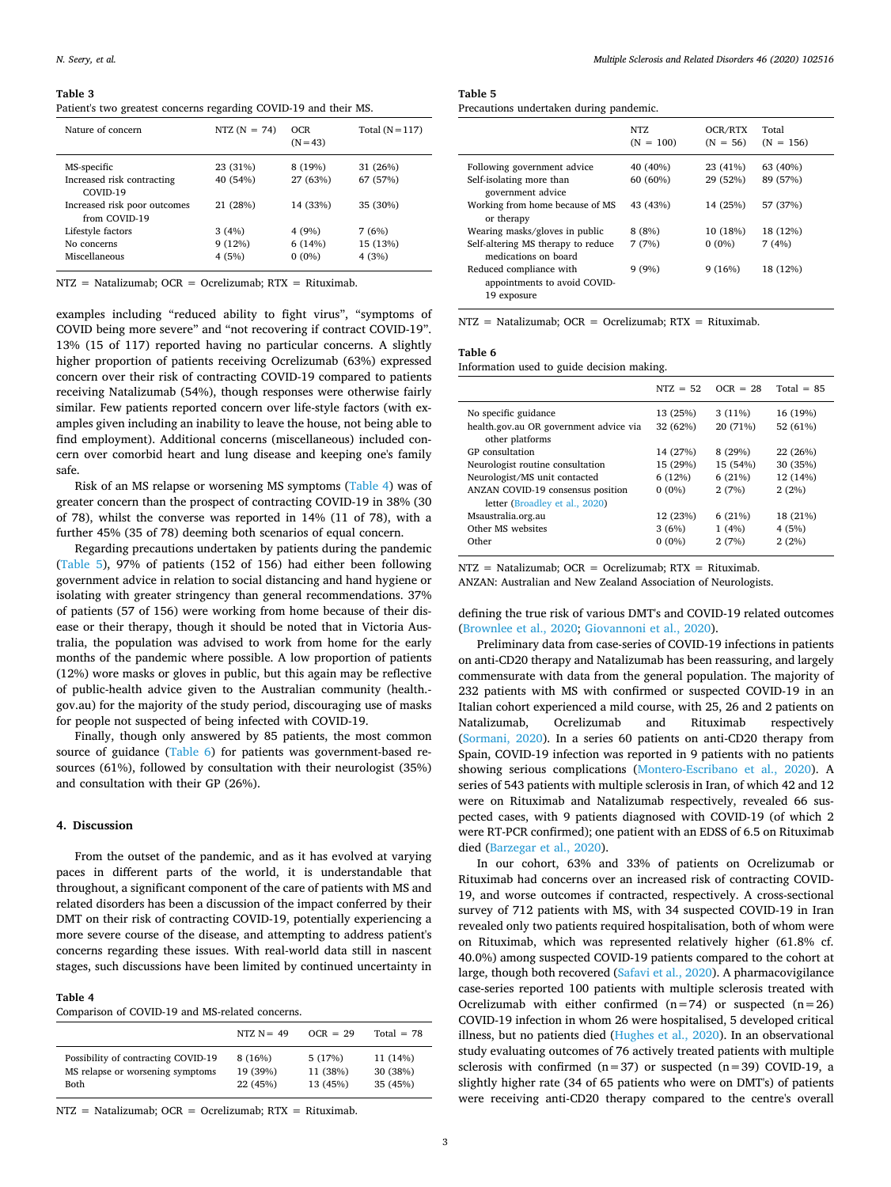**Table 3**
Patient's two greatest concerns regarding COVID-19 and their MS.

| Nature of concern | NTZ (N = 74) | OCR (N = 43) | Total (N = 117) |
|---|---|---|---|
| MS-specific | 23 (31%) | 8 (19%) | 31 (26%) |
| Increased risk contracting COVID-19 | 40 (54%) | 27 (63%) | 67 (57%) |
| Increased risk poor outcomes from COVID-19 | 21 (28%) | 14 (33%) | 35 (30%) |
| Lifestyle factors | 3 (4%) | 4 (9%) | 7 (6%) |
| No concerns | 9 (12%) | 6 (14%) | 15 (13%) |
| Miscellaneous | 4 (5%) | 0 (0%) | 4 (3%) |

NTZ = Natalizumab; OCR = Ocrelizumab; RTX = Rituximab.

examples including "reduced ability to fight virus", "symptoms of COVID being more severe" and "not recovering if contract COVID-19". 13% (15 of 117) reported having no particular concerns. A slightly higher proportion of patients receiving Ocrelizumab (63%) expressed concern over their risk of contracting COVID-19 compared to patients receiving Natalizumab (54%), though responses were otherwise fairly similar. Few patients reported concern over life-style factors (with examples given including an inability to leave the house, not being able to find employment). Additional concerns (miscellaneous) included concern over comorbid heart and lung disease and keeping one's family safe.

Risk of an MS relapse or worsening MS symptoms (Table 4) was of greater concern than the prospect of contracting COVID-19 in 38% (30 of 78), whilst the converse was reported in 14% (11 of 78), with a further 45% (35 of 78) deeming both scenarios of equal concern.

Regarding precautions undertaken by patients during the pandemic (Table 5), 97% of patients (152 of 156) had either been following government advice in relation to social distancing and hand hygiene or isolating with greater stringency than general recommendations. 37% of patients (57 of 156) were working from home because of their disease or their therapy, though it should be noted that in Victoria Australia, the population was advised to work from home for the early months of the pandemic where possible. A low proportion of patients (12%) wore masks or gloves in public, but this again may be reflective of public-health advice given to the Australian community (health.gov.au) for the majority of the study period, discouraging use of masks for people not suspected of being infected with COVID-19.

Finally, though only answered by 85 patients, the most common source of guidance (Table 6) for patients was government-based resources (61%), followed by consultation with their neurologist (35%) and consultation with their GP (26%).

## 4. Discussion

From the outset of the pandemic, and as it has evolved at varying paces in different parts of the world, it is understandable that throughout, a significant component of the care of patients with MS and related disorders has been a discussion of the impact conferred by their DMT on their risk of contracting COVID-19, potentially experiencing a more severe course of the disease, and attempting to address patient's concerns regarding these issues. With real-world data still in nascent stages, such discussions have been limited by continued uncertainty in defining the true risk of various DMT's and COVID-19 related outcomes (Brownlee et al., 2020; Giovannoni et al., 2020).

**Table 4**
Comparison of COVID-19 and MS-related concerns.

| | NTZ N = 49 | OCR = 29 | Total = 78 |
|---|---|---|---|
| Possibility of contracting COVID-19 | 8 (16%) | 5 (17%) | 11 (14%) |
| MS relapse or worsening symptoms | 19 (39%) | 11 (38%) | 30 (38%) |
| Both | 22 (45%) | 13 (45%) | 35 (45%) |

NTZ = Natalizumab; OCR = Ocrelizumab; RTX = Rituximab.

**Table 5**
Precautions undertaken during pandemic.

| | NTZ (N = 100) | OCR/RTX (N = 56) | Total (N = 156) |
|---|---|---|---|
| Following government advice | 40 (40%) | 23 (41%) | 63 (40%) |
| Self-isolating more than government advice | 60 (60%) | 29 (52%) | 89 (57%) |
| Working from home because of MS or therapy | 43 (43%) | 14 (25%) | 57 (37%) |
| Wearing masks/gloves in public | 8 (8%) | 10 (18%) | 18 (12%) |
| Self-altering MS therapy to reduce medications on board | 7 (7%) | 0 (0%) | 7 (4%) |
| Reduced compliance with appointments to avoid COVID-19 exposure | 9 (9%) | 9 (16%) | 18 (12%) |

NTZ = Natalizumab; OCR = Ocrelizumab; RTX = Rituximab.

**Table 6**
Information used to guide decision making.

| | NTZ = 52 | OCR = 28 | Total = 85 |
|---|---|---|---|
| No specific guidance | 13 (25%) | 3 (11%) | 16 (19%) |
| health.gov.au OR government advice via other platforms | 32 (62%) | 20 (71%) | 52 (61%) |
| GP consultation | 14 (27%) | 8 (29%) | 22 (26%) |
| Neurologist routine consultation | 15 (29%) | 15 (54%) | 30 (35%) |
| Neurologist/MS unit contacted | 6 (12%) | 6 (21%) | 12 (14%) |
| ANZAN COVID-19 consensus position letter (Broadley et al., 2020) | 0 (0%) | 2 (7%) | 2 (2%) |
| Msaustralia.org.au | 12 (23%) | 6 (21%) | 18 (21%) |
| Other MS websites | 3 (6%) | 1 (4%) | 4 (5%) |
| Other | 0 (0%) | 2 (7%) | 2 (2%) |

NTZ = Natalizumab; OCR = Ocrelizumab; RTX = Rituximab.
ANZAN: Australian and New Zealand Association of Neurologists.

Preliminary data from case-series of COVID-19 infections in patients on anti-CD20 therapy and Natalizumab has been reassuring, and largely commensurate with data from the general population. The majority of 232 patients with MS with confirmed or suspected COVID-19 in an Italian cohort experienced a mild course, with 25, 26 and 2 patients on Natalizumab, Ocrelizumab and Rituximab respectively (Sormani, 2020). In a series 60 patients on anti-CD20 therapy from Spain, COVID-19 infection was reported in 9 patients with no patients showing serious complications (Montero-Escribano et al., 2020). A series of 543 patients with multiple sclerosis in Iran, of which 42 and 12 were on Rituximab and Natalizumab respectively, revealed 66 suspected cases, with 9 patients diagnosed with COVID-19 (of which 2 were RT-PCR confirmed); one patient with an EDSS of 6.5 on Rituximab died (Barzegar et al., 2020).

In our cohort, 63% and 33% of patients on Ocrelizumab or Rituximab had concerns over an increased risk of contracting COVID-19, and worse outcomes if contracted, respectively. A cross-sectional survey of 712 patients with MS, with 34 suspected COVID-19 in Iran revealed only two patients required hospitalisation, both of whom were on Rituximab, which was represented relatively higher (61.8% cf. 40.0%) among suspected COVID-19 patients compared to the cohort at large, though both recovered (Safavi et al., 2020). A pharmacovigilance case-series reported 100 patients with multiple sclerosis treated with Ocrelizumab with either confirmed (n = 74) or suspected (n = 26) COVID-19 infection in whom 26 were hospitalised, 5 developed critical illness, but no patients died (Hughes et al., 2020). In an observational study evaluating outcomes of 76 actively treated patients with multiple sclerosis with confirmed (n = 37) or suspected (n = 39) COVID-19, a slightly higher rate (34 of 65 patients who were on DMT's) of patients were receiving anti-CD20 therapy compared to the centre's overall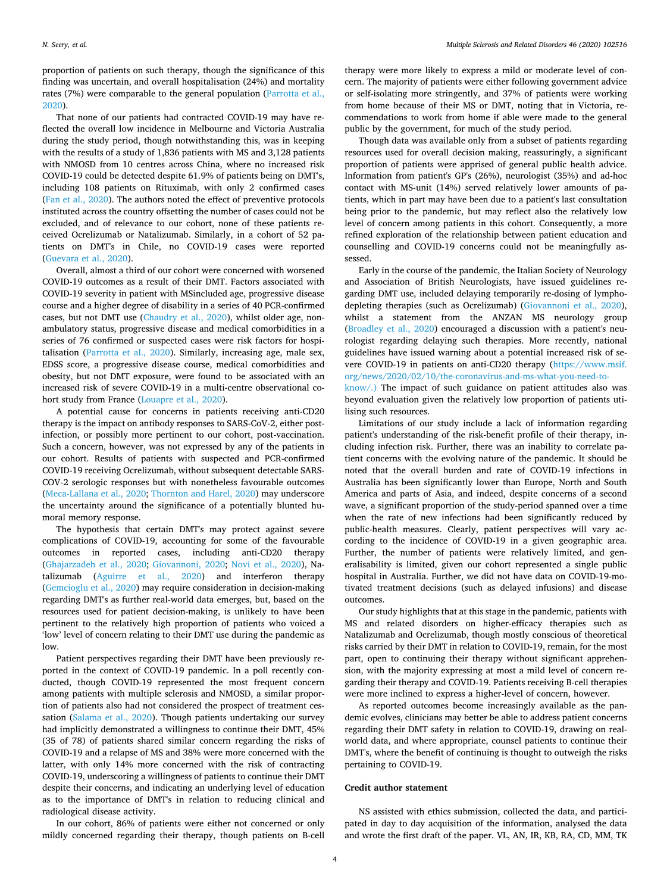proportion of patients on such therapy, though the significance of this finding was uncertain, and overall hospitalisation (24%) and mortality rates (7%) were comparable to the general population (Parrotta et al., 2020).

That none of our patients had contracted COVID-19 may have reflected the overall low incidence in Melbourne and Victoria Australia during the study period, though notwithstanding this, was in keeping with the results of a study of 1,836 patients with MS and 3,128 patients with NMOSD from 10 centres across China, where no increased risk COVID-19 could be detected despite 61.9% of patients being on DMT's, including 108 patients on Rituximab, with only 2 confirmed cases (Fan et al., 2020). The authors noted the effect of preventive protocols instituted across the country offsetting the number of cases could not be excluded, and of relevance to our cohort, none of these patients received Ocrelizumab or Natalizumab. Similarly, in a cohort of 52 patients on DMT's in Chile, no COVID-19 cases were reported (Guevara et al., 2020).

Overall, almost a third of our cohort were concerned with worsened COVID-19 outcomes as a result of their DMT. Factors associated with COVID-19 severity in patient with MSincluded age, progressive disease course and a higher degree of disability in a series of 40 PCR-confirmed cases, but not DMT use (Chaudry et al., 2020), whilst older age, non-ambulatory status, progressive disease and medical comorbidities in a series of 76 confirmed or suspected cases were risk factors for hospitalisation (Parrotta et al., 2020). Similarly, increasing age, male sex, EDSS score, a progressive disease course, medical comorbidities and obesity, but not DMT exposure, were found to be associated with an increased risk of severe COVID-19 in a multi-centre observational cohort study from France (Louapre et al., 2020).

A potential cause for concerns in patients receiving anti-CD20 therapy is the impact on antibody responses to SARS-CoV-2, either post-infection, or possibly more pertinent to our cohort, post-vaccination. Such a concern, however, was not expressed by any of the patients in our cohort. Results of patients with suspected and PCR-confirmed COVID-19 receiving Ocrelizumab, without subsequent detectable SARS-COV-2 serologic responses but with nonetheless favourable outcomes (Meca-Lallana et al., 2020; Thornton and Harel, 2020) may underscore the uncertainty around the significance of a potentially blunted humoral memory response.

The hypothesis that certain DMT's may protect against severe complications of COVID-19, accounting for some of the favourable outcomes in reported cases, including anti-CD20 therapy (Ghajarzadeh et al., 2020; Giovannoni, 2020; Novi et al., 2020), Natalizumab (Aguirre et al., 2020) and interferon therapy (Gemcioglu et al., 2020) may require consideration in decision-making regarding DMT's as further real-world data emerges, but, based on the resources used for patient decision-making, is unlikely to have been pertinent to the relatively high proportion of patients who voiced a 'low' level of concern relating to their DMT use during the pandemic as low.

Patient perspectives regarding their DMT have been previously reported in the context of COVID-19 pandemic. In a poll recently conducted, though COVID-19 represented the most frequent concern among patients with multiple sclerosis and NMOSD, a similar proportion of patients also had not considered the prospect of treatment cessation (Salama et al., 2020). Though patients undertaking our survey had implicitly demonstrated a willingness to continue their DMT, 45% (35 of 78) of patients shared similar concern regarding the risks of COVID-19 and a relapse of MS and 38% were more concerned with the latter, with only 14% more concerned with the risk of contracting COVID-19, underscoring a willingness of patients to continue their DMT despite their concerns, and indicating an underlying level of education as to the importance of DMT's in relation to reducing clinical and radiological disease activity.

In our cohort, 86% of patients were either not concerned or only mildly concerned regarding their therapy, though patients on B-cell therapy were more likely to express a mild or moderate level of concern. The majority of patients were either following government advice or self-isolating more stringently, and 37% of patients were working from home because of their MS or DMT, noting that in Victoria, recommendations to work from home if able were made to the general public by the government, for much of the study period.

Though data was available only from a subset of patients regarding resources used for overall decision making, reassuringly, a significant proportion of patients were apprised of general public health advice. Information from patient's GP's (26%), neurologist (35%) and ad-hoc contact with MS-unit (14%) served relatively lower amounts of patients, which in part may have been due to a patient's last consultation being prior to the pandemic, but may reflect also the relatively low level of concern among patients in this cohort. Consequently, a more refined exploration of the relationship between patient education and counselling and COVID-19 concerns could not be meaningfully assessed.

Early in the course of the pandemic, the Italian Society of Neurology and Association of British Neurologists, have issued guidelines regarding DMT use, included delaying temporarily re-dosing of lymphodepleting therapies (such as Ocrelizumab) (Giovannoni et al., 2020), whilst a statement from the ANZAN MS neurology group (Broadley et al., 2020) encouraged a discussion with a patient's neurologist regarding delaying such therapies. More recently, national guidelines have issued warning about a potential increased risk of severe COVID-19 in patients on anti-CD20 therapy (https://www.msif.org/news/2020/02/10/the-coronavirus-and-ms-what-you-need-to-know/.) The impact of such guidance on patient attitudes also was beyond evaluation given the relatively low proportion of patients utilising such resources.

Limitations of our study include a lack of information regarding patient's understanding of the risk-benefit profile of their therapy, including infection risk. Further, there was an inability to correlate patient concerns with the evolving nature of the pandemic. It should be noted that the overall burden and rate of COVID-19 infections in Australia has been significantly lower than Europe, North and South America and parts of Asia, and indeed, despite concerns of a second wave, a significant proportion of the study-period spanned over a time when the rate of new infections had been significantly reduced by public-health measures. Clearly, patient perspectives will vary according to the incidence of COVID-19 in a given geographic area. Further, the number of patients were relatively limited, and generalisability is limited, given our cohort represented a single public hospital in Australia. Further, we did not have data on COVID-19-motivated treatment decisions (such as delayed infusions) and disease outcomes.

Our study highlights that at this stage in the pandemic, patients with MS and related disorders on higher-efficacy therapies such as Natalizumab and Ocrelizumab, though mostly conscious of theoretical risks carried by their DMT in relation to COVID-19, remain, for the most part, open to continuing their therapy without significant apprehension, with the majority expressing at most a mild level of concern regarding their therapy and COVID-19. Patients receiving B-cell therapies were more inclined to express a higher-level of concern, however.

As reported outcomes become increasingly available as the pandemic evolves, clinicians may better be able to address patient concerns regarding their DMT safety in relation to COVID-19, drawing on real-world data, and where appropriate, counsel patients to continue their DMT's, where the benefit of continuing is thought to outweigh the risks pertaining to COVID-19.

## Credit author statement

NS assisted with ethics submission, collected the data, and participated in day to day acquisition of the information, analysed the data and wrote the first draft of the paper. VL, AN, IR, KB, RA, CD, MM, TK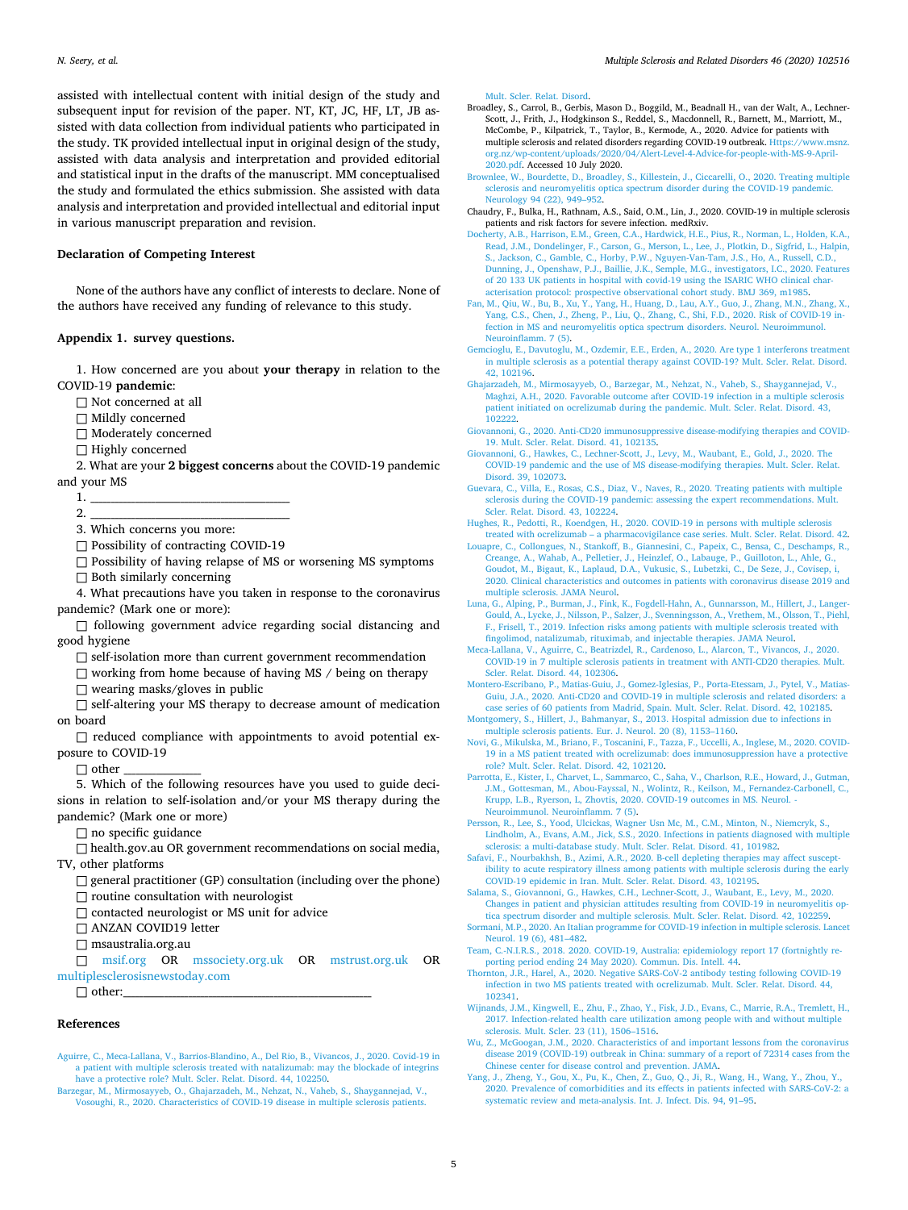assisted with intellectual content with initial design of the study and subsequent input for revision of the paper. NT, KT, JC, HF, LT, JB assisted with data collection from individual patients who participated in the study. TK provided intellectual input in original design of the study, assisted with data analysis and interpretation and provided editorial and statistical input in the drafts of the manuscript. MM conceptualised the study and formulated the ethics submission. She assisted with data analysis and interpretation and provided intellectual and editorial input in various manuscript preparation and revision.

## Declaration of Competing Interest

None of the authors have any conflict of interests to declare. None of the authors have received any funding of relevance to this study.

## Appendix 1. survey questions.

1. How concerned are you about **your therapy** in relation to the COVID-19 **pandemic**:

☐ Not concerned at all
☐ Mildly concerned
☐ Moderately concerned
☐ Highly concerned

2. What are your **2 biggest concerns** about the COVID-19 pandemic and your MS

1. ______________________________
2. ______________________________

3. Which concerns you more:

☐ Possibility of contracting COVID-19
☐ Possibility of having relapse of MS or worsening MS symptoms
☐ Both similarly concerning

4. What precautions have you taken in response to the coronavirus pandemic? (Mark one or more):

☐ following government advice regarding social distancing and good hygiene
☐ self-isolation more than current government recommendation
☐ working from home because of having MS / being on therapy
☐ wearing masks/gloves in public
☐ self-altering your MS therapy to decrease amount of medication on board
☐ reduced compliance with appointments to avoid potential exposure to COVID-19
☐ other ____________

5. Which of the following resources have you used to guide decisions in relation to self-isolation and/or your MS therapy during the pandemic? (Mark one or more)

☐ no specific guidance
☐ health.gov.au OR government recommendations on social media, TV, other platforms
☐ general practitioner (GP) consultation (including over the phone)
☐ routine consultation with neurologist
☐ contacted neurologist or MS unit for advice
☐ ANZAN COVID19 letter
☐ msaustralia.org.au
☐ msif.org OR mssociety.org.uk OR mstrust.org.uk OR multiplesclerosisnewstoday.com
☐ other:_______________________________________

## References

Aguirre, C., Meca-Lallana, V., Barrios-Blandino, A., Del Rio, B., Vivancos, J., 2020. Covid-19 in a patient with multiple sclerosis treated with natalizumab: may the blockade of integrins have a protective role? Mult. Scler. Relat. Disord. 44, 102250.

Barzegar, M., Mirmosayyeb, O., Ghajarzadeh, M., Nehzat, N., Vaheb, S., Shaygannejad, V., Vosoughi, R., 2020. Characteristics of COVID-19 disease in multiple sclerosis patients. Mult. Scler. Relat. Disord.

Broadley, S., Carrol, B., Gerbis, Mason D., Boggild, M., Beadnall H., van der Walt, A., Lechner-Scott, J., Frith, J., Hodgkinson S., Reddel, S., Macdonnell, R., Barnett, M., Marriott, M., McCombe, P., Kilpatrick, T., Taylor, B., Kermode, A., 2020. Advice for patients with multiple sclerosis and related disorders regarding COVID-19 outbreak. Https://www.msnz.org.nz/wp-content/uploads/2020/04/Alert-Level-4-Advice-for-people-with-MS-9-April-2020.pdf. Accessed 10 July 2020.

Brownlee, W., Bourdette, D., Broadley, S., Killestein, J., Ciccarelli, O., 2020. Treating multiple sclerosis and neuromyelitis optica spectrum disorder during the COVID-19 pandemic. Neurology 94 (22), 949–952.

Chaudry, F., Bulka, H., Rathnam, A.S., Said, O.M., Lin, J., 2020. COVID-19 in multiple sclerosis patients and risk factors for severe infection. medRxiv.

Docherty, A.B., Harrison, E.M., Green, C.A., Hardwick, H.E., Pius, R., Norman, L., Holden, K.A., Read, J.M., Dondelinger, F., Carson, G., Merson, L., Lee, J., Plotkin, D., Sigfrid, L., Halpin, S., Jackson, C., Gamble, C., Horby, P.W., Nguyen-Van-Tam, J.S., Ho, A., Russell, C.D., Dunning, J., Openshaw, P.J., Baillie, J.K., Semple, M.G., investigators, I.C., 2020. Features of 20 133 UK patients in hospital with covid-19 using the ISARIC WHO clinical characterisation protocol: prospective observational cohort study. BMJ 369, m1985.

Fan, M., Qiu, W., Bu, B., Xu, Y., Yang, H., Huang, D., Lau, A.Y., Guo, J., Zhang, M.N., Zhang, X., Yang, C.S., Chen, J., Zheng, P., Liu, Q., Zhang, C., Shi, F.D., 2020. Risk of COVID-19 infection in MS and neuromyelitis optica spectrum disorders. Neurol. Neuroimmunol. Neuroinflamm. 7 (5).

Gemcioglu, E., Davutoglu, M., Ozdemir, E.E., Erden, A., 2020. Are type 1 interferons treatment in multiple sclerosis as a potential therapy against COVID-19? Mult. Scler. Relat. Disord. 42, 102196.

Ghajarzadeh, M., Mirmosayyeb, O., Barzegar, M., Nehzat, N., Vaheb, S., Shaygannejad, V., Maghzi, A.H., 2020. Favorable outcome after COVID-19 infection in a multiple sclerosis patient initiated on ocrelizumab during the pandemic. Mult. Scler. Relat. Disord. 43, 102222.

Giovannoni, G., 2020. Anti-CD20 immunosuppressive disease-modifying therapies and COVID-19. Mult. Scler. Relat. Disord. 41, 102135.

Giovannoni, G., Hawkes, C., Lechner-Scott, J., Levy, M., Waubant, E., Gold, J., 2020. The COVID-19 pandemic and the use of MS disease-modifying therapies. Mult. Scler. Relat. Disord. 39, 102073.

Guevara, C., Villa, E., Rosas, C.S., Diaz, V., Naves, R., 2020. Treating patients with multiple sclerosis during the COVID-19 pandemic: assessing the expert recommendations. Mult. Scler. Relat. Disord. 43, 102224.

Hughes, R., Pedotti, R., Koendgen, H., 2020. COVID-19 in persons with multiple sclerosis treated with ocrelizumab – a pharmacovigilance case series. Mult. Scler. Relat. Disord. 42.

Louapre, C., Collongues, N., Stankoff, B., Giannesini, C., Papeix, C., Bensa, C., Deschamps, R., Creange, A., Wahab, A., Pelletier, J., Heinzlef, O., Labauge, P., Guilloton, L., Ahle, G., Goudot, M., Bigaut, K., Laplaud, D.A., Vukusic, S., Lubetzki, C., De Seze, J., Covisep, i, 2020. Clinical characteristics and outcomes in patients with coronavirus disease 2019 and multiple sclerosis. JAMA Neurol.

Luna, G., Alping, P., Burman, J., Fink, K., Fogdell-Hahn, A., Gunnarsson, M., Hillert, J., Langer-Gould, A., Lycke, J., Nilsson, P., Salzer, J., Svenningsson, A., Vrethem, M., Olsson, T., Piehl, F., Frisell, T., 2019. Infection risks among patients with multiple sclerosis treated with fingolimod, natalizumab, rituximab, and injectable therapies. JAMA Neurol.

Meca-Lallana, V., Aguirre, C., Beatrizdel, R., Cardenoso, L., Alarcon, T., Vivancos, J., 2020. COVID-19 in 7 multiple sclerosis patients in treatment with ANTI-CD20 therapies. Mult. Scler. Relat. Disord. 44, 102306.

Montero-Escribano, P., Matias-Guiu, J., Gomez-Iglesias, P., Porta-Etessam, J., Pytel, V., Matias-Guiu, J.A., 2020. Anti-CD20 and COVID-19 in multiple sclerosis and related disorders: a case series of 60 patients from Madrid, Spain. Mult. Scler. Relat. Disord. 42, 102185.

Montgomery, S., Hillert, J., Bahmanyar, S., 2013. Hospital admission due to infections in multiple sclerosis patients. Eur. J. Neurol. 20 (8), 1153–1160.

Novi, G., Mikulska, M., Briano, F., Toscanini, F., Tazza, F., Uccelli, A., Inglese, M., 2020. COVID-19 in a MS patient treated with ocrelizumab: does immunosuppression have a protective role? Mult. Scler. Relat. Disord. 42, 102120.

Parrotta, E., Kister, I., Charvet, L., Sammarco, C., Saha, V., Charlson, R.E., Howard, J., Gutman, J.M., Gottesman, M., Abou-Fayssal, N., Wolintz, R., Keilson, M., Fernandez-Carbonell, C., Krupp, L.B., Ryerson, L, Zhovtis, 2020. COVID-19 outcomes in MS. Neurol. - Neuroimmunol. Neuroinflamm. 7 (5).

Persson, R., Lee, S., Yood, Ulcickas, Wagner Usn Mc, M., C.M., Minton, N., Niemcryk, S., Lindholm, A., Evans, A.M., Jick, S.S., 2020. Infections in patients diagnosed with multiple sclerosis: a multi-database study. Mult. Scler. Relat. Disord. 41, 101982.

Safavi, F., Nourbakhsh, B., Azimi, A.R., 2020. B-cell depleting therapies may affect susceptibility to acute respiratory illness among patients with multiple sclerosis during the early COVID-19 epidemic in Iran. Mult. Scler. Relat. Disord. 43, 102195.

Salama, S., Giovannoni, G., Hawkes, C.H., Lechner-Scott, J., Waubant, E., Levy, M., 2020. Changes in patient and physician attitudes resulting from COVID-19 in neuromyelitis optica spectrum disorder and multiple sclerosis. Mult. Scler. Relat. Disord. 42, 102259.

Sormani, M.P., 2020. An Italian programme for COVID-19 infection in multiple sclerosis. Lancet Neurol. 19 (6), 481–482.

Team, C.-N.I.R.S., 2018. 2020. COVID-19, Australia: epidemiology report 17 (fortnightly reporting period ending 24 May 2020). Commun. Dis. Intell. 44.

Thornton, J.R., Harel, A., 2020. Negative SARS-CoV-2 antibody testing following COVID-19 infection in two MS patients treated with ocrelizumab. Mult. Scler. Relat. Disord. 44, 102341.

Wijnands, J.M., Kingwell, E., Zhu, F., Zhao, Y., Fisk, J.D., Evans, C., Marrie, R.A., Tremlett, H., 2017. Infection-related health care utilization among people with and without multiple sclerosis. Mult. Scler. 23 (11), 1506–1516.

Wu, Z., McGoogan, J.M., 2020. Characteristics of and important lessons from the coronavirus disease 2019 (COVID-19) outbreak in China: summary of a report of 72314 cases from the Chinese center for disease control and prevention. JAMA.

Yang, J., Zheng, Y., Gou, X., Pu, K., Chen, Z., Guo, Q., Ji, R., Wang, H., Wang, Y., Zhou, Y., 2020. Prevalence of comorbidities and its effects in patients infected with SARS-CoV-2: a systematic review and meta-analysis. Int. J. Infect. Dis. 94, 91–95.